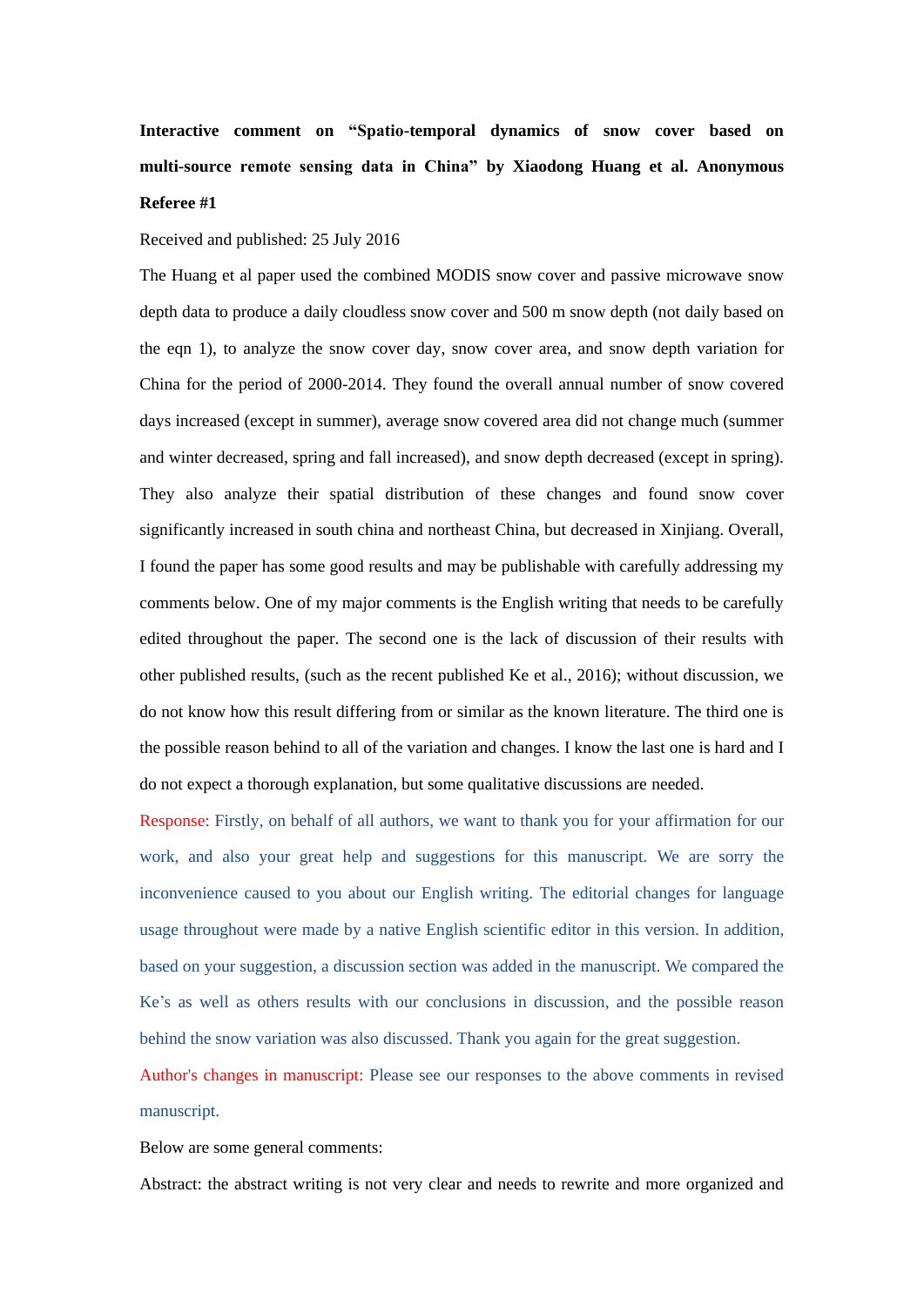**Interactive comment on “Spatio-temporal dynamics of snow cover based on multi-source remote sensing data in China” by Xiaodong Huang et al. Anonymous Referee #1**

Received and published: 25 July 2016

The Huang et al paper used the combined MODIS snow cover and passive microwave snow depth data to produce a daily cloudless snow cover and 500 m snow depth (not daily based on the eqn 1), to analyze the snow cover day, snow cover area, and snow depth variation for China for the period of 2000-2014. They found the overall annual number of snow covered days increased (except in summer), average snow covered area did not change much (summer and winter decreased, spring and fall increased), and snow depth decreased (except in spring). They also analyze their spatial distribution of these changes and found snow cover significantly increased in south china and northeast China, but decreased in Xinjiang. Overall, I found the paper has some good results and may be publishable with carefully addressing my comments below. One of my major comments is the English writing that needs to be carefully edited throughout the paper. The second one is the lack of discussion of their results with other published results, (such as the recent published Ke et al., 2016); without discussion, we do not know how this result differing from or similar as the known literature. The third one is the possible reason behind to all of the variation and changes. I know the last one is hard and I do not expect a thorough explanation, but some qualitative discussions are needed.

Response: Firstly, on behalf of all authors, we want to thank you for your affirmation for our work, and also your great help and suggestions for this manuscript. We are sorry the inconvenience caused to you about our English writing. The editorial changes for language usage throughout were made by a native English scientific editor in this version. In addition, based on your suggestion, a discussion section was added in the manuscript. We compared the Ke’s as well as others results with our conclusions in discussion, and the possible reason behind the snow variation was also discussed. Thank you again for the great suggestion.

Author's changes in manuscript: Please see our responses to the above comments in revised manuscript.

Below are some general comments:

Abstract: the abstract writing is not very clear and needs to rewrite and more organized and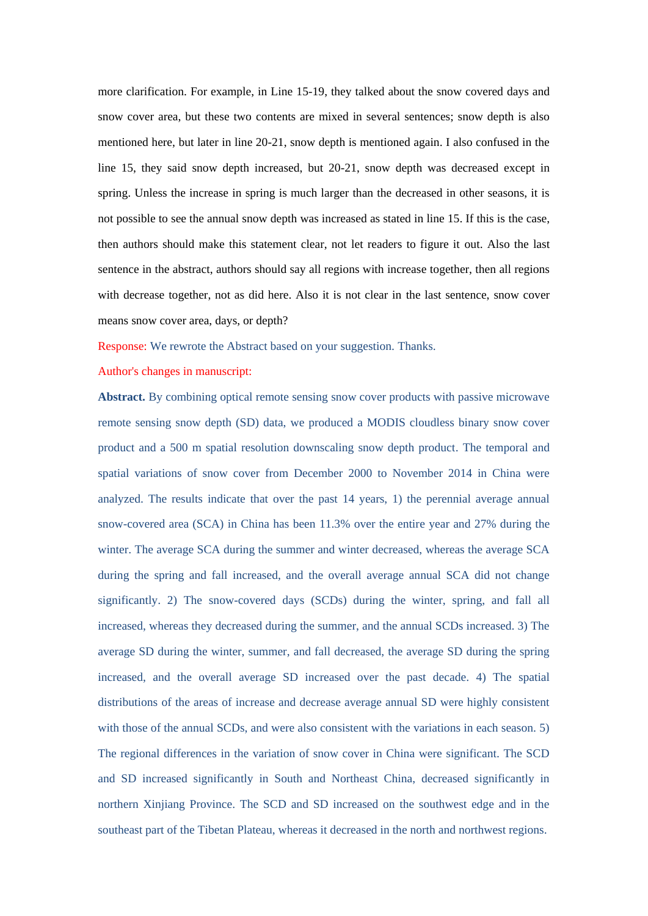more clarification. For example, in Line 15-19, they talked about the snow covered days and snow cover area, but these two contents are mixed in several sentences; snow depth is also mentioned here, but later in line 20-21, snow depth is mentioned again. I also confused in the line 15, they said snow depth increased, but 20-21, snow depth was decreased except in spring. Unless the increase in spring is much larger than the decreased in other seasons, it is not possible to see the annual snow depth was increased as stated in line 15. If this is the case, then authors should make this statement clear, not let readers to figure it out. Also the last sentence in the abstract, authors should say all regions with increase together, then all regions with decrease together, not as did here. Also it is not clear in the last sentence, snow cover means snow cover area, days, or depth?

Response: We rewrote the Abstract based on your suggestion. Thanks.

Author's changes in manuscript:

**Abstract.** By combining optical remote sensing snow cover products with passive microwave remote sensing snow depth (SD) data, we produced a MODIS cloudless binary snow cover product and a 500 m spatial resolution downscaling snow depth product. The temporal and spatial variations of snow cover from December 2000 to November 2014 in China were analyzed. The results indicate that over the past 14 years, 1) the perennial average annual snow-covered area (SCA) in China has been 11.3% over the entire year and 27% during the winter. The average SCA during the summer and winter decreased, whereas the average SCA during the spring and fall increased, and the overall average annual SCA did not change significantly. 2) The snow-covered days (SCDs) during the winter, spring, and fall all increased, whereas they decreased during the summer, and the annual SCDs increased. 3) The average SD during the winter, summer, and fall decreased, the average SD during the spring increased, and the overall average SD increased over the past decade. 4) The spatial distributions of the areas of increase and decrease average annual SD were highly consistent with those of the annual SCDs, and were also consistent with the variations in each season. 5) The regional differences in the variation of snow cover in China were significant. The SCD and SD increased significantly in South and Northeast China, decreased significantly in northern Xinjiang Province. The SCD and SD increased on the southwest edge and in the southeast part of the Tibetan Plateau, whereas it decreased in the north and northwest regions.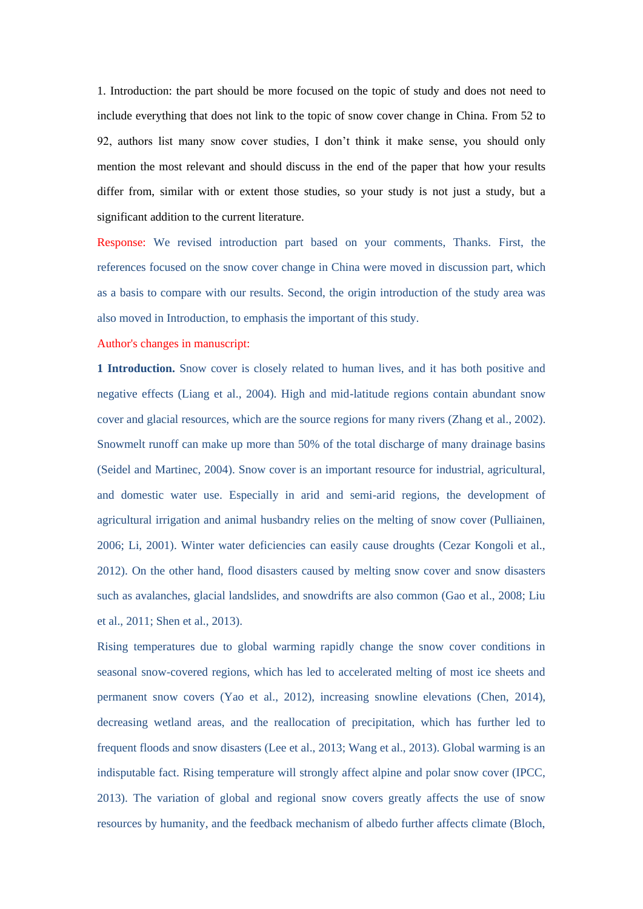1. Introduction: the part should be more focused on the topic of study and does not need to include everything that does not link to the topic of snow cover change in China. From 52 to 92, authors list many snow cover studies, I don't think it make sense, you should only mention the most relevant and should discuss in the end of the paper that how your results differ from, similar with or extent those studies, so your study is not just a study, but a significant addition to the current literature.

Response: We revised introduction part based on your comments, Thanks. First, the references focused on the snow cover change in China were moved in discussion part, which as a basis to compare with our results. Second, the origin introduction of the study area was also moved in Introduction, to emphasis the important of this study.

Author's changes in manuscript:

**1 Introduction.** Snow cover is closely related to human lives, and it has both positive and negative effects (Liang et al., 2004). High and mid-latitude regions contain abundant snow cover and glacial resources, which are the source regions for many rivers (Zhang et al., 2002). Snowmelt runoff can make up more than 50% of the total discharge of many drainage basins (Seidel and Martinec, 2004). Snow cover is an important resource for industrial, agricultural, and domestic water use. Especially in arid and semi-arid regions, the development of agricultural irrigation and animal husbandry relies on the melting of snow cover (Pulliainen, 2006; Li, 2001). Winter water deficiencies can easily cause droughts (Cezar Kongoli et al., 2012). On the other hand, flood disasters caused by melting snow cover and snow disasters such as avalanches, glacial landslides, and snowdrifts are also common (Gao et al., 2008; Liu et al., 2011; Shen et al., 2013).

Rising temperatures due to global warming rapidly change the snow cover conditions in seasonal snow-covered regions, which has led to accelerated melting of most ice sheets and permanent snow covers (Yao et al., 2012), increasing snowline elevations (Chen, 2014), decreasing wetland areas, and the reallocation of precipitation, which has further led to frequent floods and snow disasters (Lee et al., 2013; Wang et al., 2013). Global warming is an indisputable fact. Rising temperature will strongly affect alpine and polar snow cover (IPCC, 2013). The variation of global and regional snow covers greatly affects the use of snow resources by humanity, and the feedback mechanism of albedo further affects climate (Bloch,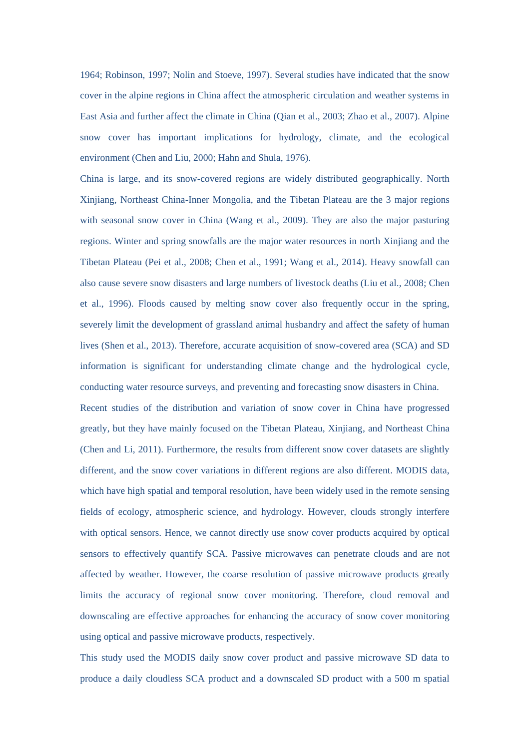1964; Robinson, 1997; Nolin and Stoeve, 1997). Several studies have indicated that the snow cover in the alpine regions in China affect the atmospheric circulation and weather systems in East Asia and further affect the climate in China (Qian et al., 2003; Zhao et al., 2007). Alpine snow cover has important implications for hydrology, climate, and the ecological environment (Chen and Liu, 2000; Hahn and Shula, 1976).

China is large, and its snow-covered regions are widely distributed geographically. North Xinjiang, Northeast China-Inner Mongolia, and the Tibetan Plateau are the 3 major regions with seasonal snow cover in China (Wang et al., 2009). They are also the major pasturing regions. Winter and spring snowfalls are the major water resources in north Xinjiang and the Tibetan Plateau (Pei et al., 2008; Chen et al., 1991; Wang et al., 2014). Heavy snowfall can also cause severe snow disasters and large numbers of livestock deaths (Liu et al., 2008; Chen et al., 1996). Floods caused by melting snow cover also frequently occur in the spring, severely limit the development of grassland animal husbandry and affect the safety of human lives (Shen et al., 2013). Therefore, accurate acquisition of snow-covered area (SCA) and SD information is significant for understanding climate change and the hydrological cycle, conducting water resource surveys, and preventing and forecasting snow disasters in China.

Recent studies of the distribution and variation of snow cover in China have progressed greatly, but they have mainly focused on the Tibetan Plateau, Xinjiang, and Northeast China (Chen and Li, 2011). Furthermore, the results from different snow cover datasets are slightly different, and the snow cover variations in different regions are also different. MODIS data, which have high spatial and temporal resolution, have been widely used in the remote sensing fields of ecology, atmospheric science, and hydrology. However, clouds strongly interfere with optical sensors. Hence, we cannot directly use snow cover products acquired by optical sensors to effectively quantify SCA. Passive microwaves can penetrate clouds and are not affected by weather. However, the coarse resolution of passive microwave products greatly limits the accuracy of regional snow cover monitoring. Therefore, cloud removal and downscaling are effective approaches for enhancing the accuracy of snow cover monitoring using optical and passive microwave products, respectively.

This study used the MODIS daily snow cover product and passive microwave SD data to produce a daily cloudless SCA product and a downscaled SD product with a 500 m spatial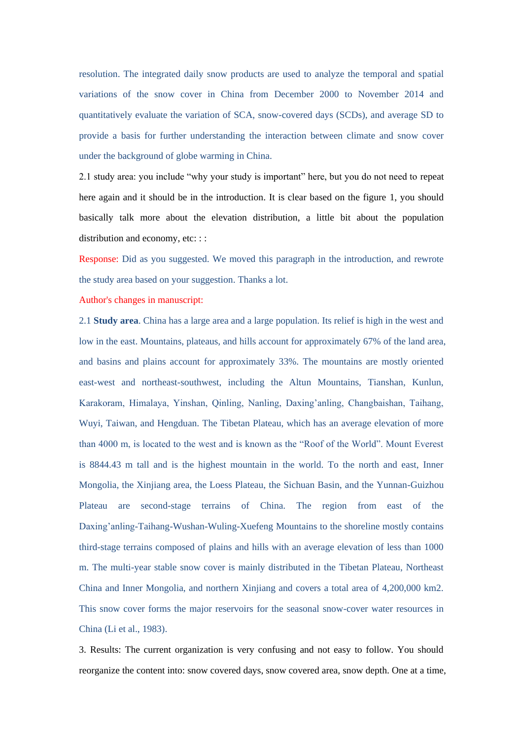resolution. The integrated daily snow products are used to analyze the temporal and spatial variations of the snow cover in China from December 2000 to November 2014 and quantitatively evaluate the variation of SCA, snow-covered days (SCDs), and average SD to provide a basis for further understanding the interaction between climate and snow cover under the background of globe warming in China.

2.1 study area: you include "why your study is important" here, but you do not need to repeat here again and it should be in the introduction. It is clear based on the figure 1, you should basically talk more about the elevation distribution, a little bit about the population distribution and economy, etc: : :

Response: Did as you suggested. We moved this paragraph in the introduction, and rewrote the study area based on your suggestion. Thanks a lot.

Author's changes in manuscript:

2.1 **Study area**. China has a large area and a large population. Its relief is high in the west and low in the east. Mountains, plateaus, and hills account for approximately 67% of the land area, and basins and plains account for approximately 33%. The mountains are mostly oriented east-west and northeast-southwest, including the Altun Mountains, Tianshan, Kunlun, Karakoram, Himalaya, Yinshan, Qinling, Nanling, Daxing'anling, Changbaishan, Taihang, Wuyi, Taiwan, and Hengduan. The Tibetan Plateau, which has an average elevation of more than 4000 m, is located to the west and is known as the "Roof of the World". Mount Everest is 8844.43 m tall and is the highest mountain in the world. To the north and east, Inner Mongolia, the Xinjiang area, the Loess Plateau, the Sichuan Basin, and the Yunnan-Guizhou Plateau are second-stage terrains of China. The region from east of the Daxing'anling-Taihang-Wushan-Wuling-Xuefeng Mountains to the shoreline mostly contains third-stage terrains composed of plains and hills with an average elevation of less than 1000 m. The multi-year stable snow cover is mainly distributed in the Tibetan Plateau, Northeast China and Inner Mongolia, and northern Xinjiang and covers a total area of 4,200,000 km2. This snow cover forms the major reservoirs for the seasonal snow-cover water resources in China (Li et al., 1983).

3. Results: The current organization is very confusing and not easy to follow. You should reorganize the content into: snow covered days, snow covered area, snow depth. One at a time,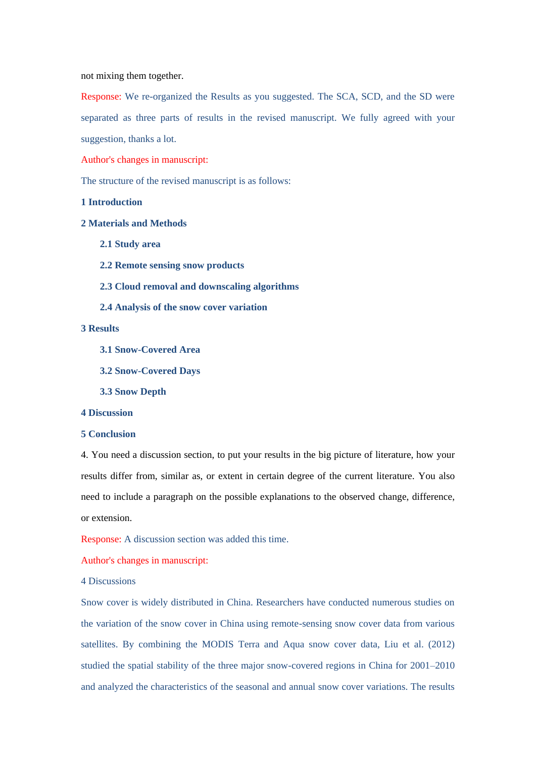not mixing them together.

Response: We re-organized the Results as you suggested. The SCA, SCD, and the SD were separated as three parts of results in the revised manuscript. We fully agreed with your suggestion, thanks a lot.

Author's changes in manuscript:

The structure of the revised manuscript is as follows:

**1 Introduction**

**2 Materials and Methods**

- **2.1 Study area**
- **2.2 Remote sensing snow products**
- **2.3 Cloud removal and downscaling algorithms**
- **2.4 Analysis of the snow cover variation**

**3 Results**

- **3.1 Snow-Covered Area**
- **3.2 Snow-Covered Days**
- **3.3 Snow Depth**

**4 Discussion**

**5 Conclusion**

4. You need a discussion section, to put your results in the big picture of literature, how your results differ from, similar as, or extent in certain degree of the current literature. You also need to include a paragraph on the possible explanations to the observed change, difference, or extension.

Response: A discussion section was added this time.

Author's changes in manuscript:

4 Discussions

Snow cover is widely distributed in China. Researchers have conducted numerous studies on the variation of the snow cover in China using remote-sensing snow cover data from various satellites. By combining the MODIS Terra and Aqua snow cover data, Liu et al. (2012) studied the spatial stability of the three major snow-covered regions in China for 2001–2010 and analyzed the characteristics of the seasonal and annual snow cover variations. The results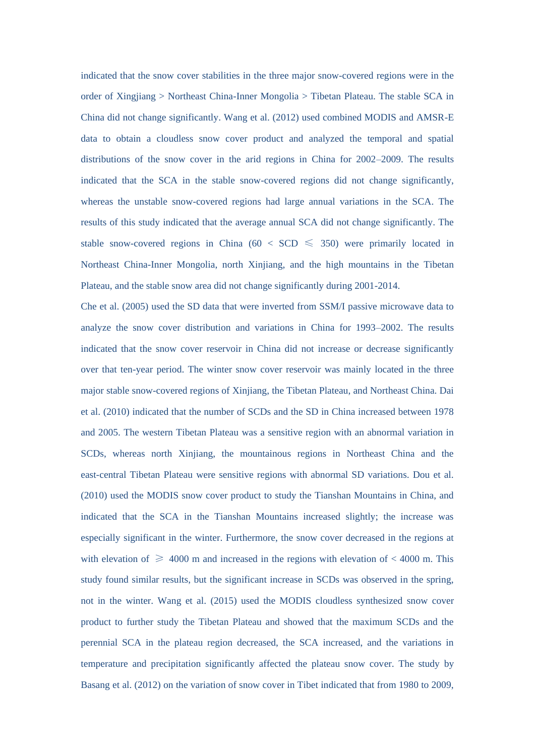indicated that the snow cover stabilities in the three major snow-covered regions were in the order of Xingjiang > Northeast China-Inner Mongolia > Tibetan Plateau. The stable SCA in China did not change significantly. Wang et al. (2012) used combined MODIS and AMSR-E data to obtain a cloudless snow cover product and analyzed the temporal and spatial distributions of the snow cover in the arid regions in China for 2002–2009. The results indicated that the SCA in the stable snow-covered regions did not change significantly, whereas the unstable snow-covered regions had large annual variations in the SCA. The results of this study indicated that the average annual SCA did not change significantly. The stable snow-covered regions in China ($60 < \text{SCD} \leqslant 350$) were primarily located in Northeast China-Inner Mongolia, north Xinjiang, and the high mountains in the Tibetan Plateau, and the stable snow area did not change significantly during 2001-2014.

Che et al. (2005) used the SD data that were inverted from SSM/I passive microwave data to analyze the snow cover distribution and variations in China for 1993–2002. The results indicated that the snow cover reservoir in China did not increase or decrease significantly over that ten-year period. The winter snow cover reservoir was mainly located in the three major stable snow-covered regions of Xinjiang, the Tibetan Plateau, and Northeast China. Dai et al. (2010) indicated that the number of SCDs and the SD in China increased between 1978 and 2005. The western Tibetan Plateau was a sensitive region with an abnormal variation in SCDs, whereas north Xinjiang, the mountainous regions in Northeast China and the east-central Tibetan Plateau were sensitive regions with abnormal SD variations. Dou et al. (2010) used the MODIS snow cover product to study the Tianshan Mountains in China, and indicated that the SCA in the Tianshan Mountains increased slightly; the increase was especially significant in the winter. Furthermore, the snow cover decreased in the regions at with elevation of $\geqslant$ 4000 m and increased in the regions with elevation of < 4000 m. This study found similar results, but the significant increase in SCDs was observed in the spring, not in the winter. Wang et al. (2015) used the MODIS cloudless synthesized snow cover product to further study the Tibetan Plateau and showed that the maximum SCDs and the perennial SCA in the plateau region decreased, the SCA increased, and the variations in temperature and precipitation significantly affected the plateau snow cover. The study by Basang et al. (2012) on the variation of snow cover in Tibet indicated that from 1980 to 2009,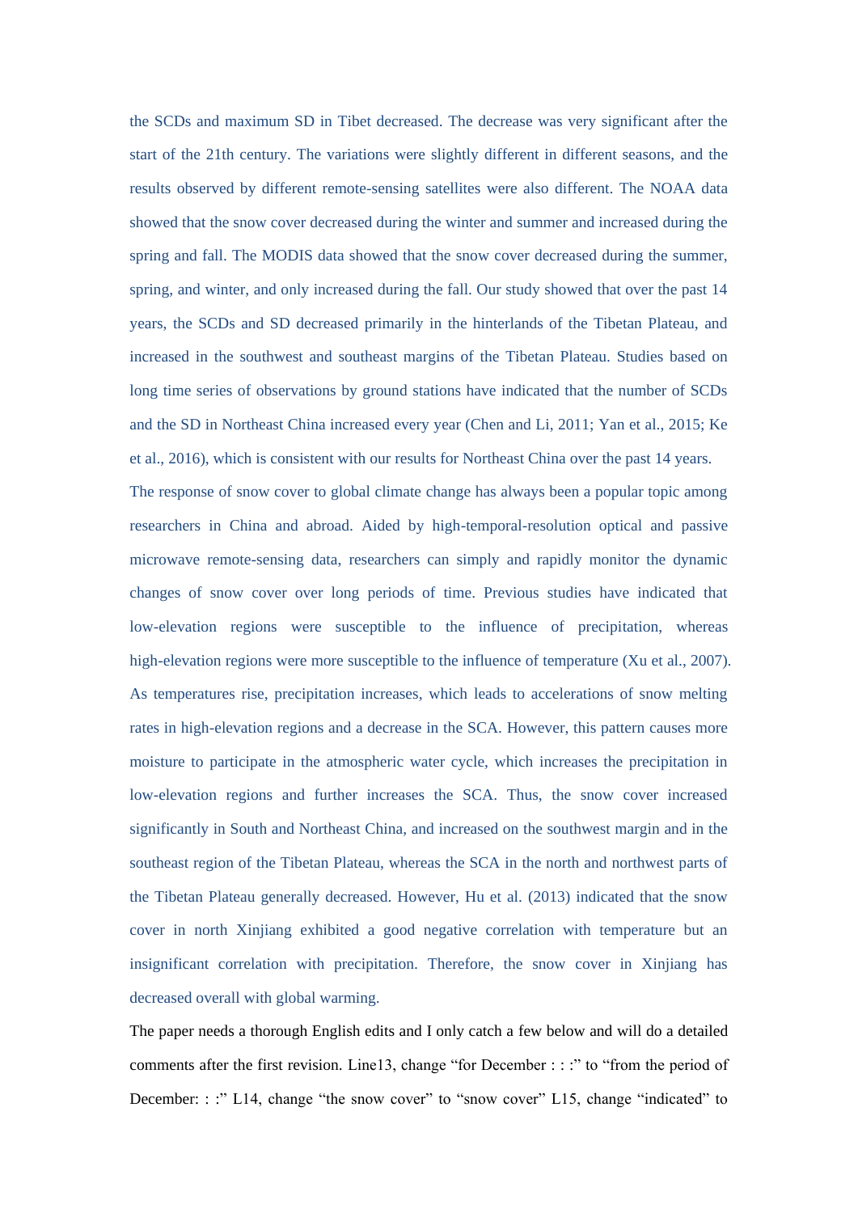the SCDs and maximum SD in Tibet decreased. The decrease was very significant after the start of the 21th century. The variations were slightly different in different seasons, and the results observed by different remote-sensing satellites were also different. The NOAA data showed that the snow cover decreased during the winter and summer and increased during the spring and fall. The MODIS data showed that the snow cover decreased during the summer, spring, and winter, and only increased during the fall. Our study showed that over the past 14 years, the SCDs and SD decreased primarily in the hinterlands of the Tibetan Plateau, and increased in the southwest and southeast margins of the Tibetan Plateau. Studies based on long time series of observations by ground stations have indicated that the number of SCDs and the SD in Northeast China increased every year (Chen and Li, 2011; Yan et al., 2015; Ke et al., 2016), which is consistent with our results for Northeast China over the past 14 years.

The response of snow cover to global climate change has always been a popular topic among researchers in China and abroad. Aided by high-temporal-resolution optical and passive microwave remote-sensing data, researchers can simply and rapidly monitor the dynamic changes of snow cover over long periods of time. Previous studies have indicated that low-elevation regions were susceptible to the influence of precipitation, whereas high-elevation regions were more susceptible to the influence of temperature (Xu et al., 2007). As temperatures rise, precipitation increases, which leads to accelerations of snow melting rates in high-elevation regions and a decrease in the SCA. However, this pattern causes more moisture to participate in the atmospheric water cycle, which increases the precipitation in low-elevation regions and further increases the SCA. Thus, the snow cover increased significantly in South and Northeast China, and increased on the southwest margin and in the southeast region of the Tibetan Plateau, whereas the SCA in the north and northwest parts of the Tibetan Plateau generally decreased. However, Hu et al. (2013) indicated that the snow cover in north Xinjiang exhibited a good negative correlation with temperature but an insignificant correlation with precipitation. Therefore, the snow cover in Xinjiang has decreased overall with global warming.

The paper needs a thorough English edits and I only catch a few below and will do a detailed comments after the first revision. Line13, change "for December : : :" to "from the period of December: : :" L14, change "the snow cover" to "snow cover" L15, change "indicated" to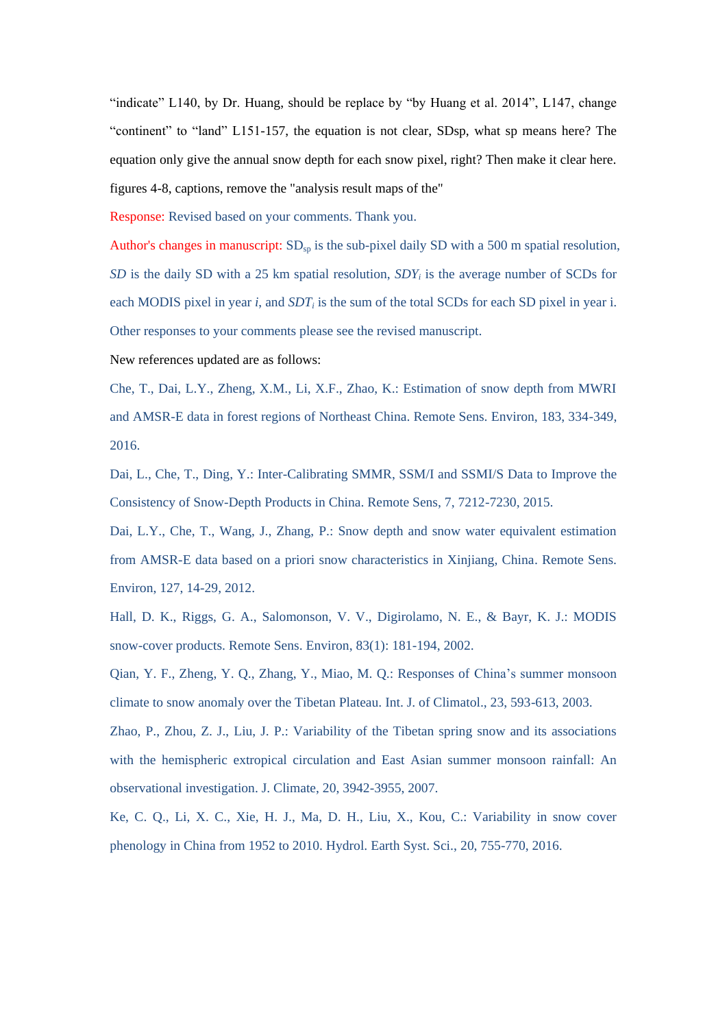"indicate" L140, by Dr. Huang, should be replace by "by Huang et al. 2014", L147, change "continent" to "land" L151-157, the equation is not clear, SDsp, what sp means here? The equation only give the annual snow depth for each snow pixel, right? Then make it clear here. figures 4-8, captions, remove the "analysis result maps of the"

Response: Revised based on your comments. Thank you.

Author's changes in manuscript: $SD_{sp}$ is the sub-pixel daily SD with a 500 m spatial resolution, $SD$ is the daily SD with a 25 km spatial resolution, $SDY_i$ is the average number of SCDs for each MODIS pixel in year $i$, and $SDT_i$ is the sum of the total SCDs for each SD pixel in year i. Other responses to your comments please see the revised manuscript.

New references updated are as follows:

Che, T., Dai, L.Y., Zheng, X.M., Li, X.F., Zhao, K.: Estimation of snow depth from MWRI and AMSR-E data in forest regions of Northeast China. Remote Sens. Environ, 183, 334-349, 2016.

Dai, L., Che, T., Ding, Y.: Inter-Calibrating SMMR, SSM/I and SSMI/S Data to Improve the Consistency of Snow-Depth Products in China. Remote Sens, 7, 7212-7230, 2015.

Dai, L.Y., Che, T., Wang, J., Zhang, P.: Snow depth and snow water equivalent estimation from AMSR-E data based on a priori snow characteristics in Xinjiang, China. Remote Sens. Environ, 127, 14-29, 2012.

Hall, D. K., Riggs, G. A., Salomonson, V. V., Digirolamo, N. E., & Bayr, K. J.: MODIS snow-cover products. Remote Sens. Environ, 83(1): 181-194, 2002.

Qian, Y. F., Zheng, Y. Q., Zhang, Y., Miao, M. Q.: Responses of China's summer monsoon climate to snow anomaly over the Tibetan Plateau. Int. J. of Climatol., 23, 593-613, 2003.

Zhao, P., Zhou, Z. J., Liu, J. P.: Variability of the Tibetan spring snow and its associations with the hemispheric extropical circulation and East Asian summer monsoon rainfall: An observational investigation. J. Climate, 20, 3942-3955, 2007.

Ke, C. Q., Li, X. C., Xie, H. J., Ma, D. H., Liu, X., Kou, C.: Variability in snow cover phenology in China from 1952 to 2010. Hydrol. Earth Syst. Sci., 20, 755-770, 2016.